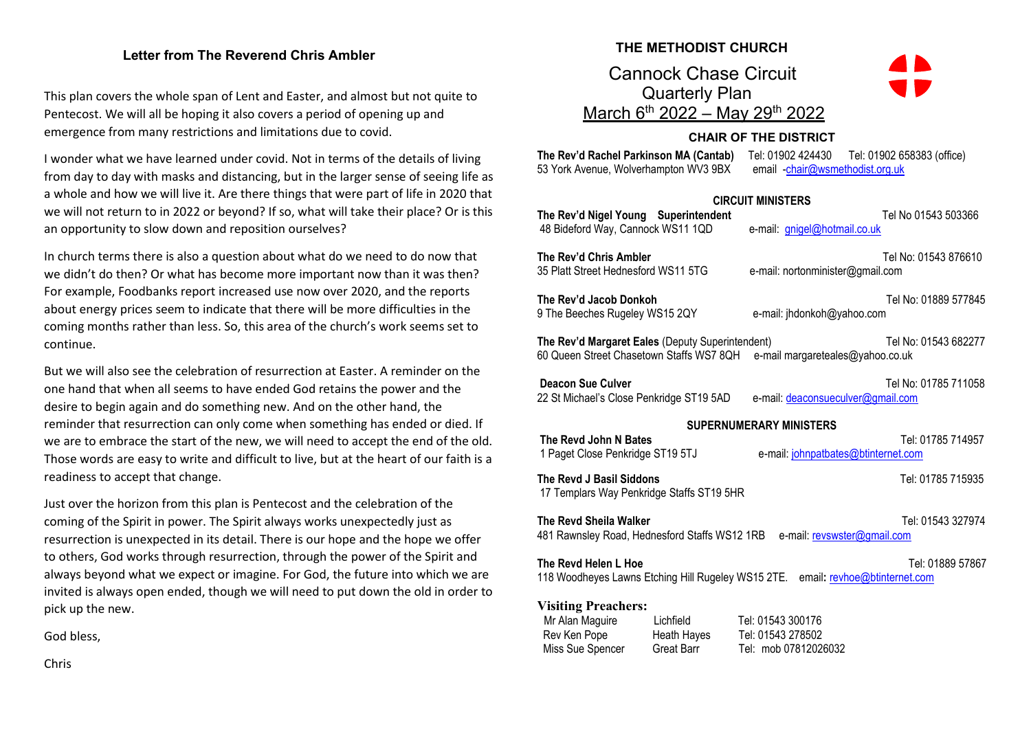## Letter from The Reverend Chris Ambler

This plan covers the whole span of Lent and Easter, and almost but not quite to Pentecost. We will all be hoping it also covers a period of opening up and emergence from many restrictions and limitations due to covid.

I wonder what we have learned under covid. Not in terms of the details of living from day to day with masks and distancing, but in the larger sense of seeing life as a whole and how we will live it. Are there things that were part of life in 2020 that we will not return to in 2022 or beyond? If so, what will take their place? Or is this an opportunity to slow down and reposition ourselves?

In church terms there is also a question about what do we need to do now that we didn't do then? Or what has become more important now than it was then? For example, Foodbanks report increased use now over 2020, and the reports about energy prices seem to indicate that there will be more difficulties in the coming months rather than less. So, this area of the church's work seems set to continue.

But we will also see the celebration of resurrection at Easter. A reminder on the one hand that when all seems to have ended God retains the power and the desire to begin again and do something new. And on the other hand, the reminder that resurrection can only come when something has ended or died. If we are to embrace the start of the new, we will need to accept the end of the old. Those words are easy to write and difficult to live, but at the heart of our faith is a readiness to accept that change.

Just over the horizon from this plan is Pentecost and the celebration of the coming of the Spirit in power. The Spirit always works unexpectedly just as resurrection is unexpected in its detail. There is our hope and the hope we offer to others, God works through resurrection, through the power of the Spirit and always beyond what we expect or imagine. For God, the future into which we are invited is always open ended, though we will need to put down the old in order to pick up the new.

God bless,

Chris

# THE METHODIST CHURCH

## Cannock Chase Circuit
## Quarterly Plan
## March 6th 2022 – May 29th 2022

### CHAIR OF THE DISTRICT

**The Rev'd Rachel Parkinson MA (Cantab)** Tel: 01902 424430 Tel: 01902 658383 (office)
53 York Avenue, Wolverhampton WV3 9BX email -chair@wsmethodist.org.uk

### CIRCUIT MINISTERS

**The Rev'd Nigel Young Superintendent** Tel No 01543 503366
48 Bideford Way, Cannock WS11 1QD e-mail: gnigel@hotmail.co.uk

**The Rev'd Chris Ambler** Tel No: 01543 876610
35 Platt Street Hednesford WS11 5TG e-mail: nortonminister@gmail.com

**The Rev'd Jacob Donkoh** Tel No: 01889 577845
9 The Beeches Rugeley WS15 2QY e-mail: jhdonkoh@yahoo.com

**The Rev'd Margaret Eales** (Deputy Superintendent) Tel No: 01543 682277
60 Queen Street Chasetown Staffs WS7 8QH e-mail margareteales@yahoo.co.uk

**Deacon Sue Culver** Tel No: 01785 711058
22 St Michael's Close Penkridge ST19 5AD e-mail: deaconsueculver@gmail.com

### SUPERNUMERARY MINISTERS

**The Revd John N Bates** Tel: 01785 714957
1 Paget Close Penkridge ST19 5TJ e-mail: johnpatbates@btinternet.com

**The Revd J Basil Siddons** Tel: 01785 715935
17 Templars Way Penkridge Staffs ST19 5HR

**The Revd Sheila Walker** Tel: 01543 327974
481 Rawnsley Road, Hednesford Staffs WS12 1RB e-mail: revswster@gmail.com

**The Revd Helen L Hoe** Tel: 01889 57867
118 Woodheyes Lawns Etching Hill Rugeley WS15 2TE. email: revhoe@btinternet.com

**Visiting Preachers:**

| | | |
|---|---|---|
| Mr Alan Maguire | Lichfield | Tel: 01543 300176 |
| Rev Ken Pope | Heath Hayes | Tel: 01543 278502 |
| Miss Sue Spencer | Great Barr | Tel: mob 07812026032 |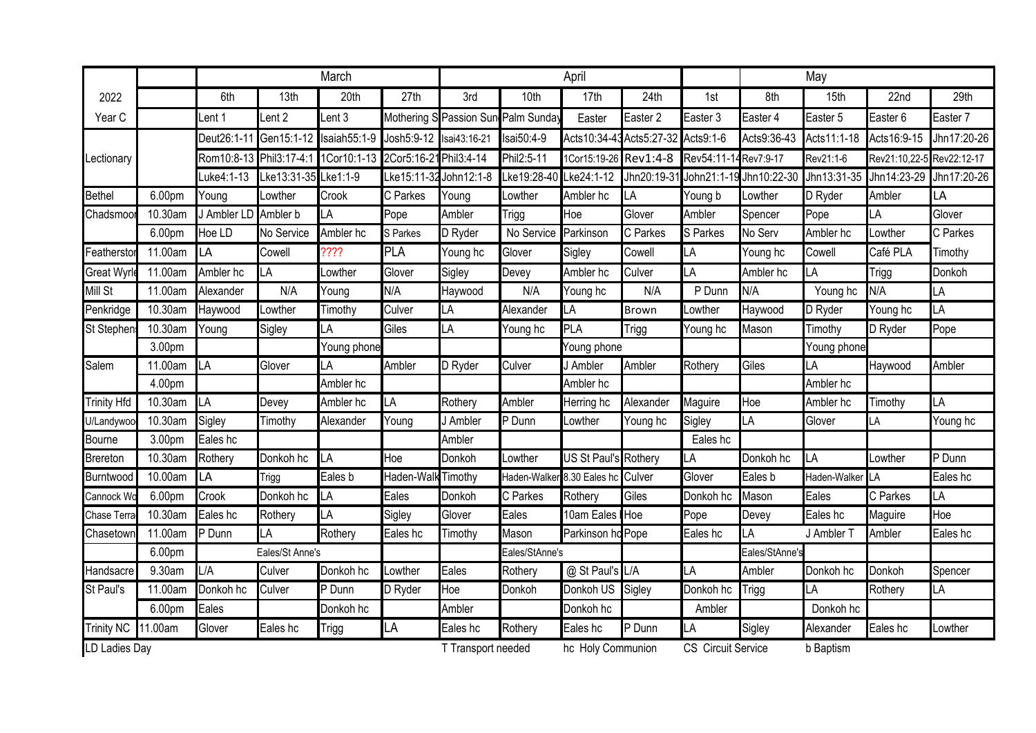| | | March | | | | April | | | | | May | | | |
|---|---|---|---|---|---|---|---|---|---|---|---|---|---|---|
| 2022 | | 6th | 13th | 20th | 27th | 3rd | 10th | 17th | 24th | 1st | 8th | 15th | 22nd | 29th |
| Year C | | Lent 1 | Lent 2 | Lent 3 | Mothering S | Passion Sun | Palm Sunday | Easter | Easter 2 | Easter 3 | Easter 4 | Easter 5 | Easter 6 | Easter 7 |
| Lectionary | | Deut26:1-11 | Gen15:1-12 | Isaiah55:1-9 | Josh5:9-12 | Isai43:16-21 | Isai50:4-9 | Acts10:34-43 | Acts5:27-32 | Acts9:1-6 | Acts9:36-43 | Acts11:1-18 | Acts16:9-15 | Jhn17:20-26 |
| | | Rom10:8-13 | Phil3:17-4:1 | 1Cor10:1-13 | 2Cor5:16-21 | Phil3:4-14 | Phil2:5-11 | 1Cor15:19-26 | Rev1:4-8 | Rev54:11-14 | Rev7:9-17 | Rev21:1-6 | Rev21:10,22-5 | Rev22:12-17 |
| | | Luke4:1-13 | Lke13:31-35 | Lke1:1-9 | Lke15:11-32 | John12:1-8 | Lke19:28-40 | Lke24:1-12 | Jhn20:19-31 | John21:1-19 | Jhn10:22-30 | Jhn13:31-35 | Jhn14:23-29 | Jhn17:20-26 |
| Bethel | 6.00pm | Young | Lowther | Crook | C Parkes | Young | Lowther | Ambler hc | LA | Young b | Lowther | D Ryder | Ambler | LA |
| Chadsmoor | 10.30am | J Ambler LD | Ambler b | LA | Pope | Ambler | Trigg | Hoe | Glover | Ambler | Spencer | Pope | LA | Glover |
| | 6.00pm | Hoe LD | No Service | Ambler hc | S Parkes | D Ryder | No Service | Parkinson | C Parkes | S Parkes | No Serv | Ambler hc | Lowther | C Parkes |
| Featherstone | 11.00am | LA | Cowell | ???? | PLA | Young hc | Glover | Sigley | Cowell | LA | Young hc | Cowell | Café PLA | Timothy |
| Great Wyrley | 11.00am | Ambler hc | LA | Lowther | Glover | Sigley | Devey | Ambler hc | Culver | LA | Ambler hc | LA | Trigg | Donkoh |
| Mill St | 11.00am | Alexander | N/A | Young | N/A | Haywood | N/A | Young hc | N/A | P Dunn | N/A | Young hc | N/A | LA |
| Penkridge | 10.30am | Haywood | Lowther | Timothy | Culver | LA | Alexander | LA | Brown | Lowther | Haywood | D Ryder | Young hc | LA |
| St Stephens | 10.30am | Young | Sigley | LA | Giles | LA | Young hc | PLA | Trigg | Young hc | Mason | Timothy | D Ryder | Pope |
| | 3.00pm | | | Young phone | | | | Young phone | | | | Young phone | | |
| Salem | 11.00am | LA | Glover | LA | Ambler | D Ryder | Culver | J Ambler | Ambler | Rothery | Giles | LA | Haywood | Ambler |
| | 4.00pm | | | Ambler hc | | | | Ambler hc | | | | Ambler hc | | |
| Trinity Hfd | 10.30am | LA | Devey | Ambler hc | LA | Rothery | Ambler | Herring hc | Alexander | Maguire | Hoe | Ambler hc | Timothy | LA |
| U/Landywood | 10.30am | Sigley | Timothy | Alexander | Young | J Ambler | P Dunn | Lowther | Young hc | Sigley | LA | Glover | LA | Young hc |
| Bourne | 3.00pm | Eales hc | | | | Ambler | | | | Eales hc | | | | |
| Brereton | 10.30am | Rothery | Donkoh hc | LA | Hoe | Donkoh | Lowther | US St Paul's | Rothery | LA | Donkoh hc | LA | Lowther | P Dunn |
| Burntwood | 10.00am | LA | Trigg | Eales b | Haden-Walk | Timothy | Haden-Walker | 8.30 Eales hc | Culver | Glover | Eales b | Haden-Walker | LA | Eales hc |
| Cannock Wd | 6.00pm | Crook | Donkoh hc | LA | Eales | Donkoh | C Parkes | Rothery | Giles | Donkoh hc | Mason | Eales | C Parkes | LA |
| Chase Terrace | 10.30am | Eales hc | Rothery | LA | Sigley | Glover | Eales | 10am Eales | Hoe | Pope | Devey | Eales hc | Maguire | Hoe |
| Chasetown | 11.00am | P Dunn | LA | Rothery | Eales hc | Timothy | Mason | Parkinson hc | Pope | Eales hc | LA | J Ambler T | Ambler | Eales hc |
| | 6.00pm | | Eales/St Anne's | | | | Eales/StAnne's | | | | Eales/StAnne's | | | |
| Handsacre | 9.30am | L/A | Culver | Donkoh hc | Lowther | Eales | Rothery | @ St Paul's | L/A | LA | Ambler | Donkoh hc | Donkoh | Spencer |
| St Paul's | 11.00am | Donkoh hc | Culver | P Dunn | D Ryder | Hoe | Donkoh | Donkoh US | Sigley | Donkoh hc | Trigg | LA | Rothery | LA |
| | 6.00pm | Eales | | Donkoh hc | | Ambler | | Donkoh hc | | Ambler | | Donkoh hc | | |
| Trinity NC | 11.00am | Glover | Eales hc | Trigg | LA | Eales hc | Rothery | Eales hc | P Dunn | LA | Sigley | Alexander | Eales hc | Lowther |

LD Ladies Day    T Transport needed    hc Holy Communion    CS Circuit Service    b Baptism